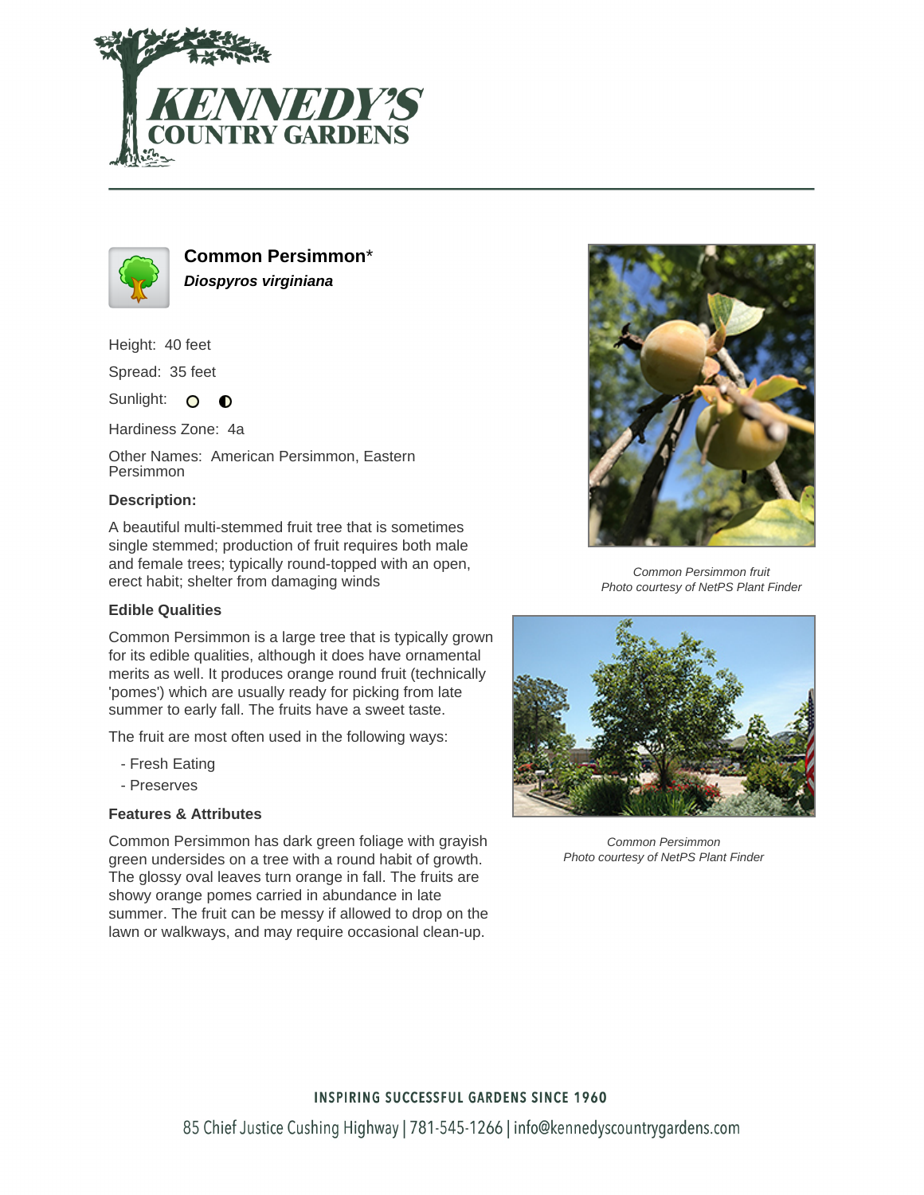# Common Persimmon*

***Diospyros virginiana***

Height: 40 feet

Spread: 35 feet

Sunlight:

Hardiness Zone: 4a

Other Names: American Persimmon, Eastern Persimmon

**Description:**

A beautiful multi-stemmed fruit tree that is sometimes single stemmed; production of fruit requires both male and female trees; typically round-topped with an open, erect habit; shelter from damaging winds

### Edible Qualities

Common Persimmon is a large tree that is typically grown for its edible qualities, although it does have ornamental merits as well. It produces orange round fruit (technically 'pomes') which are usually ready for picking from late summer to early fall. The fruits have a sweet taste.

The fruit are most often used in the following ways:

- Fresh Eating
- Preserves

### Features & Attributes

Common Persimmon has dark green foliage with grayish green undersides on a tree with a round habit of growth. The glossy oval leaves turn orange in fall. The fruits are showy orange pomes carried in abundance in late summer. The fruit can be messy if allowed to drop on the lawn or walkways, and may require occasional clean-up.

*Common Persimmon fruit*
*Photo courtesy of NetPS Plant Finder*

*Common Persimmon*
*Photo courtesy of NetPS Plant Finder*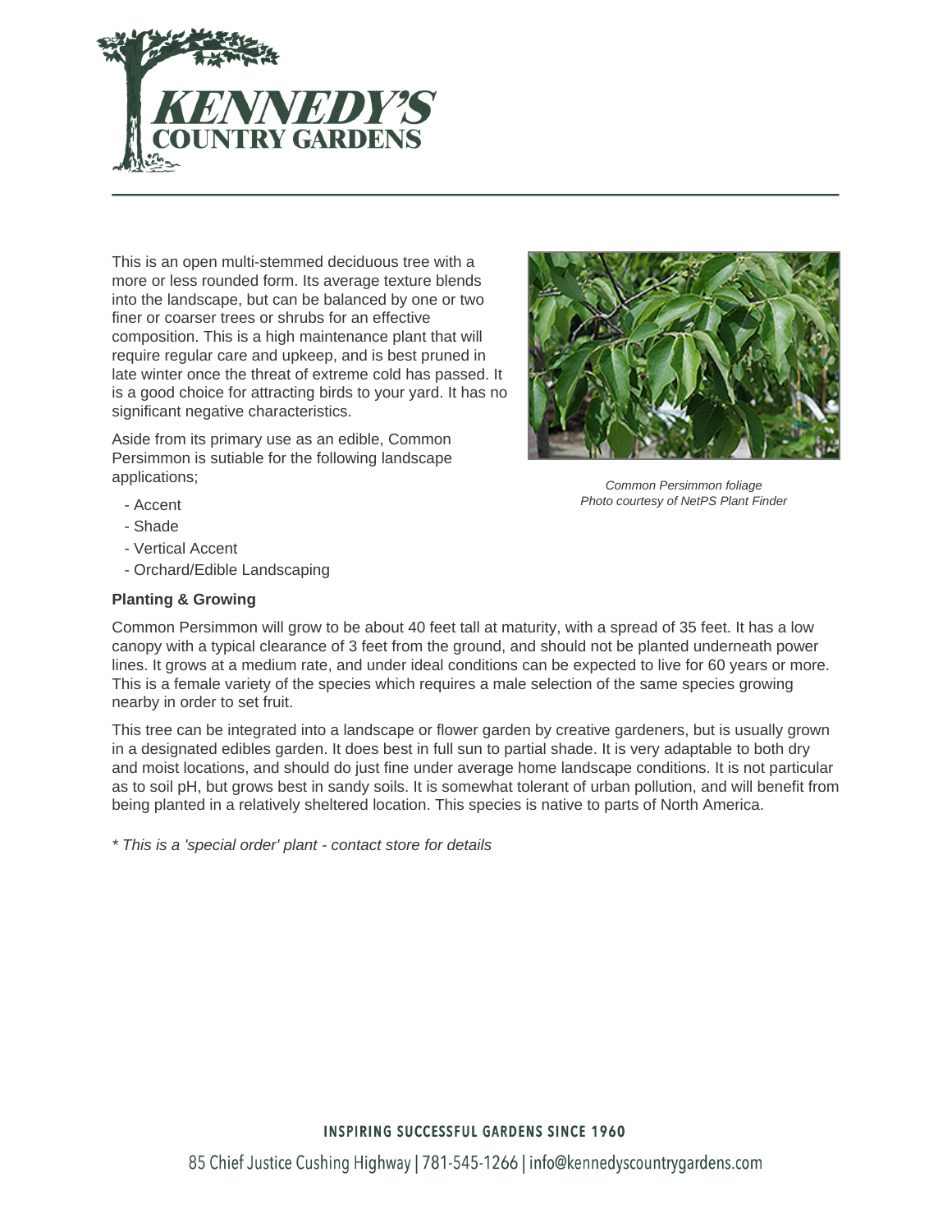This is an open multi-stemmed deciduous tree with a more or less rounded form. Its average texture blends into the landscape, but can be balanced by one or two finer or coarser trees or shrubs for an effective composition. This is a high maintenance plant that will require regular care and upkeep, and is best pruned in late winter once the threat of extreme cold has passed. It is a good choice for attracting birds to your yard. It has no significant negative characteristics.

Aside from its primary use as an edible, Common Persimmon is sutiable for the following landscape applications;

- Accent
- Shade
- Vertical Accent
- Orchard/Edible Landscaping

*Common Persimmon foliage*
*Photo courtesy of NetPS Plant Finder*

**Planting & Growing**

Common Persimmon will grow to be about 40 feet tall at maturity, with a spread of 35 feet. It has a low canopy with a typical clearance of 3 feet from the ground, and should not be planted underneath power lines. It grows at a medium rate, and under ideal conditions can be expected to live for 60 years or more. This is a female variety of the species which requires a male selection of the same species growing nearby in order to set fruit.

This tree can be integrated into a landscape or flower garden by creative gardeners, but is usually grown in a designated edibles garden. It does best in full sun to partial shade. It is very adaptable to both dry and moist locations, and should do just fine under average home landscape conditions. It is not particular as to soil pH, but grows best in sandy soils. It is somewhat tolerant of urban pollution, and will benefit from being planted in a relatively sheltered location. This species is native to parts of North America.

*\* This is a 'special order' plant - contact store for details*